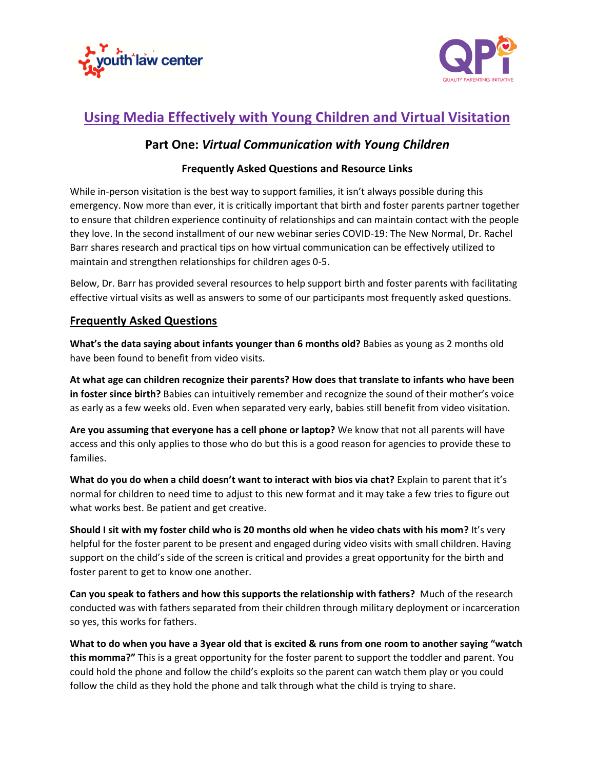# Using Media Effectively with Young Children and Virtual Visitation

## Part One: *Virtual Communication with Young Children*

### Frequently Asked Questions and Resource Links

While in-person visitation is the best way to support families, it isn't always possible during this emergency. Now more than ever, it is critically important that birth and foster parents partner together to ensure that children experience continuity of relationships and can maintain contact with the people they love. In the second installment of our new webinar series COVID-19: The New Normal, Dr. Rachel Barr shares research and practical tips on how virtual communication can be effectively utilized to maintain and strengthen relationships for children ages 0-5.

Below, Dr. Barr has provided several resources to help support birth and foster parents with facilitating effective virtual visits as well as answers to some of our participants most frequently asked questions.

## Frequently Asked Questions

**What's the data saying about infants younger than 6 months old?** Babies as young as 2 months old have been found to benefit from video visits.

**At what age can children recognize their parents? How does that translate to infants who have been in foster since birth?** Babies can intuitively remember and recognize the sound of their mother's voice as early as a few weeks old. Even when separated very early, babies still benefit from video visitation.

**Are you assuming that everyone has a cell phone or laptop?** We know that not all parents will have access and this only applies to those who do but this is a good reason for agencies to provide these to families.

**What do you do when a child doesn't want to interact with bios via chat?** Explain to parent that it's normal for children to need time to adjust to this new format and it may take a few tries to figure out what works best. Be patient and get creative.

**Should I sit with my foster child who is 20 months old when he video chats with his mom?** It's very helpful for the foster parent to be present and engaged during video visits with small children. Having support on the child's side of the screen is critical and provides a great opportunity for the birth and foster parent to get to know one another.

**Can you speak to fathers and how this supports the relationship with fathers?** Much of the research conducted was with fathers separated from their children through military deployment or incarceration so yes, this works for fathers.

**What to do when you have a 3year old that is excited & runs from one room to another saying "watch this momma?"** This is a great opportunity for the foster parent to support the toddler and parent. You could hold the phone and follow the child's exploits so the parent can watch them play or you could follow the child as they hold the phone and talk through what the child is trying to share.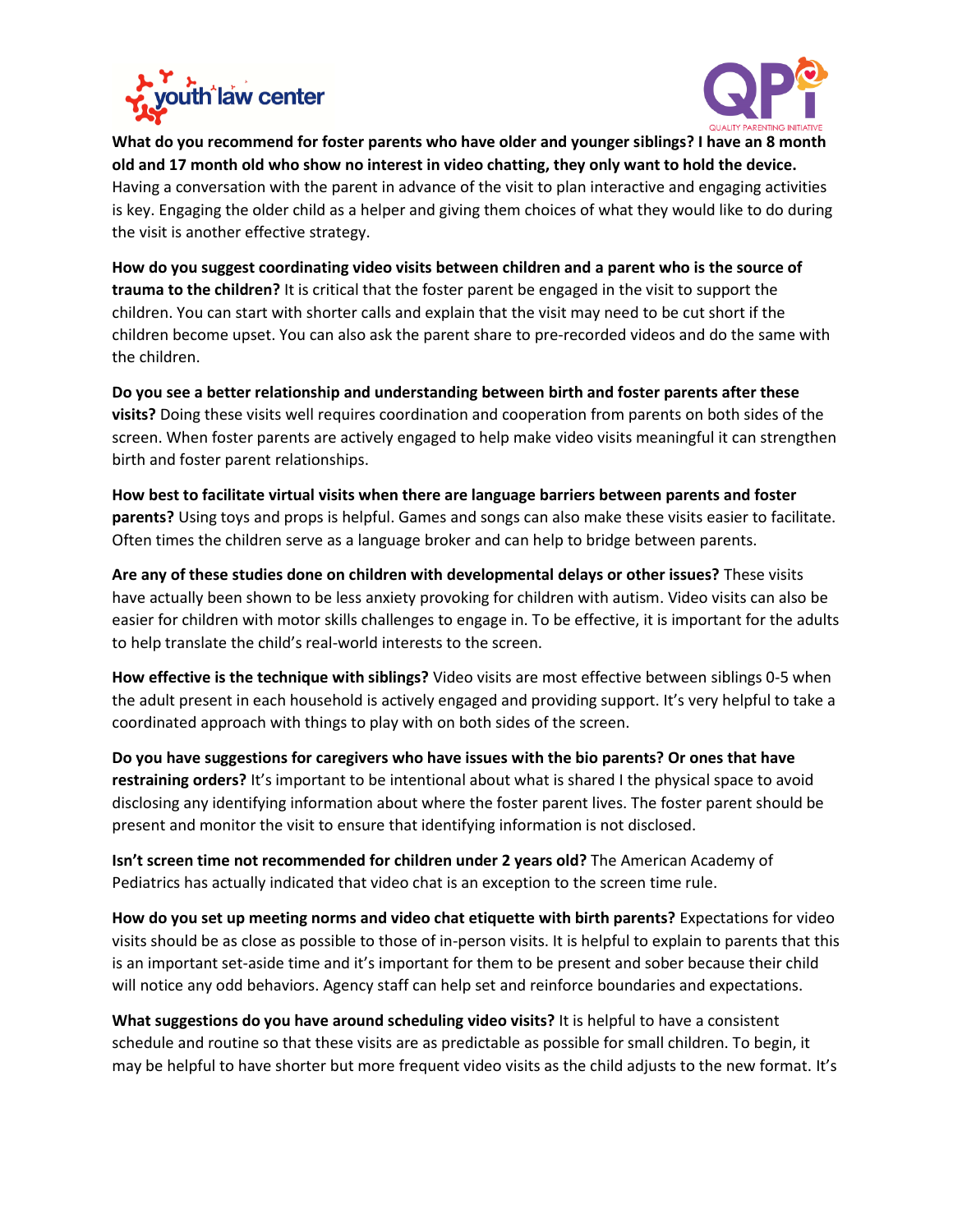**What do you recommend for foster parents who have older and younger siblings? I have an 8 month old and 17 month old who show no interest in video chatting, they only want to hold the device.** Having a conversation with the parent in advance of the visit to plan interactive and engaging activities is key. Engaging the older child as a helper and giving them choices of what they would like to do during the visit is another effective strategy.

**How do you suggest coordinating video visits between children and a parent who is the source of trauma to the children?** It is critical that the foster parent be engaged in the visit to support the children. You can start with shorter calls and explain that the visit may need to be cut short if the children become upset. You can also ask the parent share to pre-recorded videos and do the same with the children.

**Do you see a better relationship and understanding between birth and foster parents after these visits?** Doing these visits well requires coordination and cooperation from parents on both sides of the screen. When foster parents are actively engaged to help make video visits meaningful it can strengthen birth and foster parent relationships.

**How best to facilitate virtual visits when there are language barriers between parents and foster parents?** Using toys and props is helpful. Games and songs can also make these visits easier to facilitate. Often times the children serve as a language broker and can help to bridge between parents.

**Are any of these studies done on children with developmental delays or other issues?** These visits have actually been shown to be less anxiety provoking for children with autism. Video visits can also be easier for children with motor skills challenges to engage in. To be effective, it is important for the adults to help translate the child's real-world interests to the screen.

**How effective is the technique with siblings?** Video visits are most effective between siblings 0-5 when the adult present in each household is actively engaged and providing support. It's very helpful to take a coordinated approach with things to play with on both sides of the screen.

**Do you have suggestions for caregivers who have issues with the bio parents? Or ones that have restraining orders?** It's important to be intentional about what is shared I the physical space to avoid disclosing any identifying information about where the foster parent lives. The foster parent should be present and monitor the visit to ensure that identifying information is not disclosed.

**Isn't screen time not recommended for children under 2 years old?** The American Academy of Pediatrics has actually indicated that video chat is an exception to the screen time rule.

**How do you set up meeting norms and video chat etiquette with birth parents?** Expectations for video visits should be as close as possible to those of in-person visits. It is helpful to explain to parents that this is an important set-aside time and it's important for them to be present and sober because their child will notice any odd behaviors. Agency staff can help set and reinforce boundaries and expectations.

**What suggestions do you have around scheduling video visits?** It is helpful to have a consistent schedule and routine so that these visits are as predictable as possible for small children. To begin, it may be helpful to have shorter but more frequent video visits as the child adjusts to the new format. It's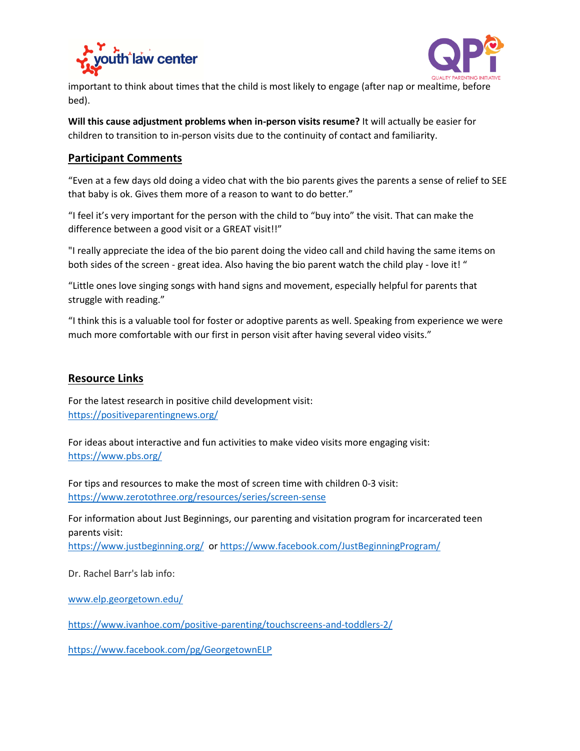important to think about times that the child is most likely to engage (after nap or mealtime, before bed).

**Will this cause adjustment problems when in-person visits resume?** It will actually be easier for children to transition to in-person visits due to the continuity of contact and familiarity.

## Participant Comments

"Even at a few days old doing a video chat with the bio parents gives the parents a sense of relief to SEE that baby is ok. Gives them more of a reason to want to do better."

"I feel it's very important for the person with the child to "buy into" the visit. That can make the difference between a good visit or a GREAT visit!!"

"I really appreciate the idea of the bio parent doing the video call and child having the same items on both sides of the screen - great idea. Also having the bio parent watch the child play - love it! "

"Little ones love singing songs with hand signs and movement, especially helpful for parents that struggle with reading."

"I think this is a valuable tool for foster or adoptive parents as well. Speaking from experience we were much more comfortable with our first in person visit after having several video visits."

## Resource Links

For the latest research in positive child development visit:
https://positiveparentingnews.org/

For ideas about interactive and fun activities to make video visits more engaging visit:
https://www.pbs.org/

For tips and resources to make the most of screen time with children 0-3 visit:
https://www.zerotothree.org/resources/series/screen-sense

For information about Just Beginnings, our parenting and visitation program for incarcerated teen parents visit:
https://www.justbeginning.org/ or https://www.facebook.com/JustBeginningProgram/

Dr. Rachel Barr's lab info:

www.elp.georgetown.edu/

https://www.ivanhoe.com/positive-parenting/touchscreens-and-toddlers-2/

https://www.facebook.com/pg/GeorgetownELP